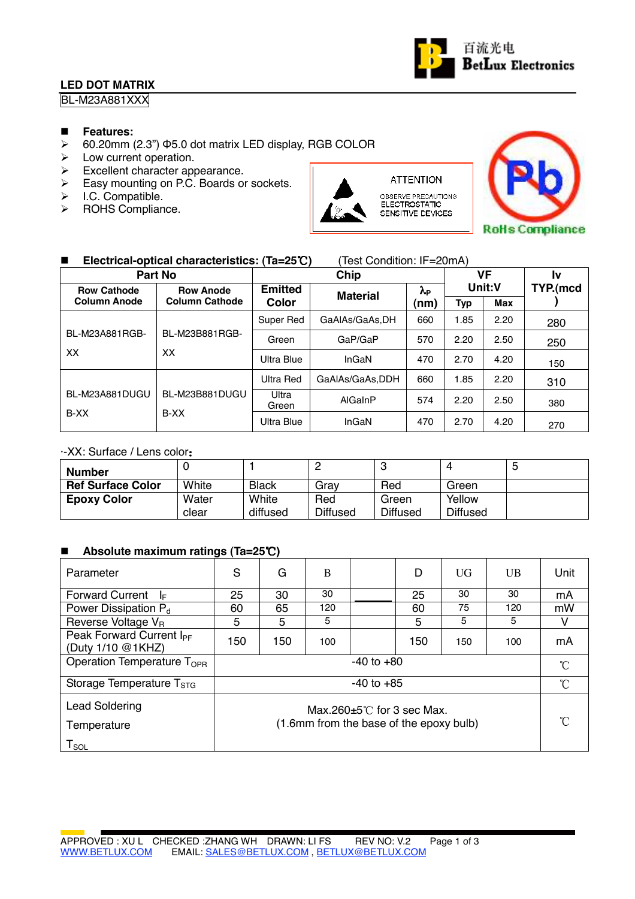百流光电 BetLux Electronics

**LED DOT MATRIX**

BL-M23A881XXX

- **Features:**
  - 60.20mm (2.3") Φ5.0 dot matrix LED display, RGB COLOR
  - Low current operation.
  - Excellent character appearance.
  - Easy mounting on P.C. Boards or sockets.
  - I.C. Compatible.
  - ROHS Compliance.

ATTENTION
OBSERVE PRECAUTIONS
ELECTROSTATIC
SENSITIVE DEVICES

RoHs Compliance

## Electrical-optical characteristics: (Ta=25℃) (Test Condition: IF=20mA)

| Part No | | Chip | | | VF Unit:V | | Iv TYP.(mcd) |
|---|---|---|---|---|---|---|---|
| Row Cathode Column Anode | Row Anode Column Cathode | Emitted Color | Material | $\lambda_P$ (nm) | Typ | Max | |
| BL-M23A881RGB-XX | BL-M23B881RGB-XX | Super Red | GaAlAs/GaAs,DH | 660 | 1.85 | 2.20 | 280 |
| | | Green | GaP/GaP | 570 | 2.20 | 2.50 | 250 |
| | | Ultra Blue | InGaN | 470 | 2.70 | 4.20 | 150 |
| BL-M23A881DUGUB-XX | BL-M23B881DUGUB-XX | Ultra Red | GaAlAs/GaAs,DDH | 660 | 1.85 | 2.20 | 310 |
| | | Ultra Green | AlGaInP | 574 | 2.20 | 2.50 | 380 |
| | | Ultra Blue | InGaN | 470 | 2.70 | 4.20 | 270 |

-XX: Surface / Lens color:

| Number | 0 | 1 | 2 | 3 | 4 | 5 |
|---|---|---|---|---|---|---|
| Ref Surface Color | White | Black | Gray | Red | Green | |
| Epoxy Color | Water clear | White diffused | Red Diffused | Green Diffused | Yellow Diffused | |

## Absolute maximum ratings (Ta=25℃)

| Parameter | S | G | B | | D | UG | UB | Unit |
|---|---|---|---|---|---|---|---|---|
| Forward Current $I_F$ | 25 | 30 | 30 | —— | 25 | 30 | 30 | mA |
| Power Dissipation $P_d$ | 60 | 65 | 120 | | 60 | 75 | 120 | mW |
| Reverse Voltage $V_R$ | 5 | 5 | 5 | | 5 | 5 | 5 | V |
| Peak Forward Current $I_{PF}$ (Duty 1/10 @1KHZ) | 150 | 150 | 100 | | 150 | 150 | 100 | mA |
| Operation Temperature $T_{OPR}$ | -40 to +80 | | | | | | | ℃ |
| Storage Temperature $T_{STG}$ | -40 to +85 | | | | | | | ℃ |
| Lead Soldering Temperature $T_{SOL}$ | Max.260±5℃ for 3 sec Max. (1.6mm from the base of the epoxy bulb) | | | | | | | ℃ |

APPROVED : XU L CHECKED :ZHANG WH DRAWN: LI FS REV NO: V.2
WWW.BETLUX.COM EMAIL: SALES@BETLUX.COM , BETLUX@BETLUX.COM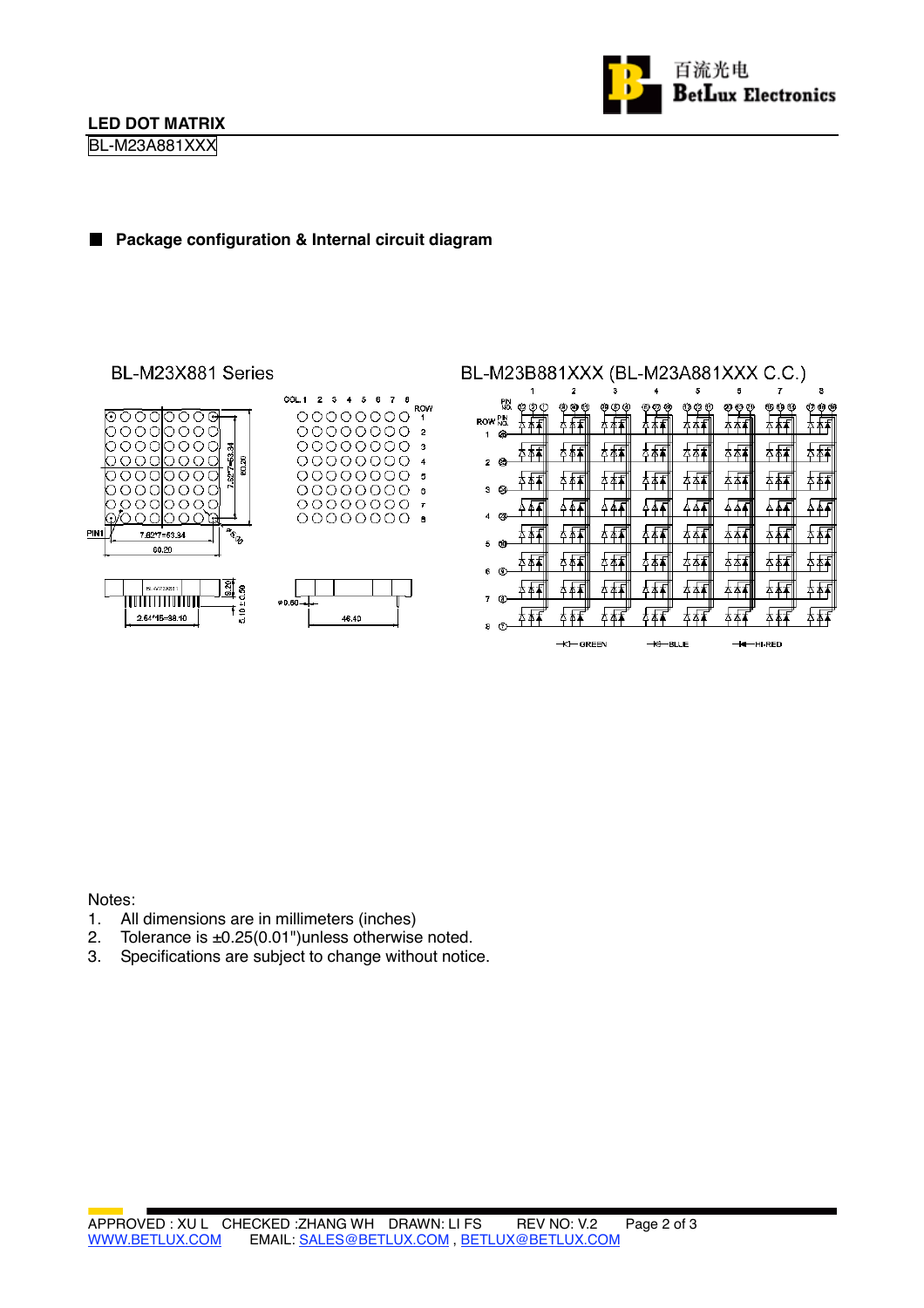**LED DOT MATRIX**

BL-M23A881XXX

## Package configuration & Internal circuit diagram

BL-M23X881 Series

BL-M23B881XXX (BL-M23A881XXX C.C.)

Notes:
1. All dimensions are in millimeters (inches)
2. Tolerance is ±0.25(0.01")unless otherwise noted.
3. Specifications are subject to change without notice.

APPROVED : XU L CHECKED :ZHANG WH DRAWN: LI FS REV NO: V.2

WWW.BETLUX.COM EMAIL: SALES@BETLUX.COM , BETLUX@BETLUX.COM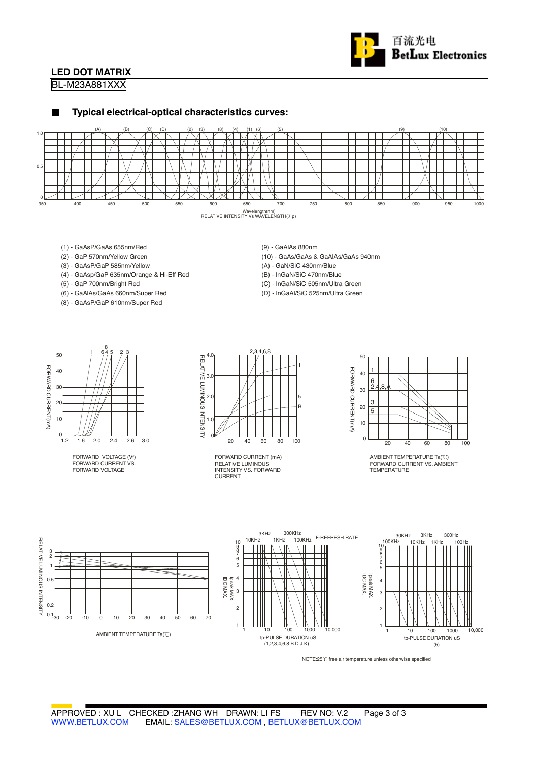## LED DOT MATRIX

BL-M23A881XXX

## ■ Typical electrical-optical characteristics curves:

(A) (B) (C) (D) (2) (3) (8) (4) (1) (6) (5) (9) (10)

1.0
0.5
0

350 400 450 500 550 600 650 700 750 800 850 900 950 1000

Wavelength(nm)
RELATIVE INTENSITY Vs WAVELENGTH( λ p)

(1) - GaAsP/GaAs 655nm/Red
(2) - GaP 570nm/Yellow Green
(3) - GaAsP/GaP 585nm/Yellow
(4) - GaAsp/GaP 635nm/Orange & Hi-Eff Red
(5) - GaP 700nm/Bright Red
(6) - GaAlAs/GaAs 660nm/Super Red
(8) - GaAsP/GaP 610nm/Super Red
(9) - GaAlAs 880nm
(10) - GaAs/GaAs & GaAlAs/GaAs 940nm
(A) - GaN/SiC 430nm/Blue
(B) - InGaN/SiC 470nm/Blue
(C) - InGaN/SiC 505nm/Ultra Green
(D) - InGaAl/SiC 525nm/Ultra Green

FORWARD CURRENT(mA)
50 40 30 20 10 0
1 8 6 4 5 2 3
1.2 1.6 2.0 2.4 2.6 3.0
FORWARD VOLTAGE (Vf)
FORWARD CURRENT VS. FORWARD VOLTAGE

RELATIVE LUMINOUS INTENSITY
4.0 3.0 2.0 1.0 0
2,3,4,6,8 1 5 B
20 40 60 80 100
FORWARD CURRENT (mA)
RELATIVE LUMINOUS INTENSITY VS. FORWARD CURRENT

FORWARD CURRENT(mA)
50 40 30 20 10 0
1 6 2,4,8,A 3 5
20 40 60 80 100
AMBIENT TEMPERATURE Ta(℃)
FORWARD CURRENT VS. AMBIENT TEMPERATURE

RELATIVE LUMINOUS INTENSITY
3 2 1 0.5 0.2 0.1
-30 -20 -10 0 10 20 30 40 50 60 70
AMBIENT TEMPERATURE Ta(℃)

Ipeak MAX / IDC MAX.
10 9 8 7 6 5 4 3 2 1
3KHz 300KHz 10KHz 1KHz 100KHz F-REFRESH RATE
1 10 100 1000 10,000
tp-PULSE DURATION uS
(1,2,3,4,6,8,B.D.J.K)

Ipeak MAX / IDC MAX.
10 9 8 7 6 5 4 3 2 1
30KHz 3KHz 300KHz 100KHz 10KHz 1KHz 100Hz
1 10 100 1000 10,000
tp-PULSE DURATION uS
(5)

NOTE:25℃ free air temperature unless otherwise specified

APPROVED : XU L CHECKED :ZHANG WH DRAWN: LI FS REV NO: V.2
WWW.BETLUX.COM EMAIL: SALES@BETLUX.COM , BETLUX@BETLUX.COM